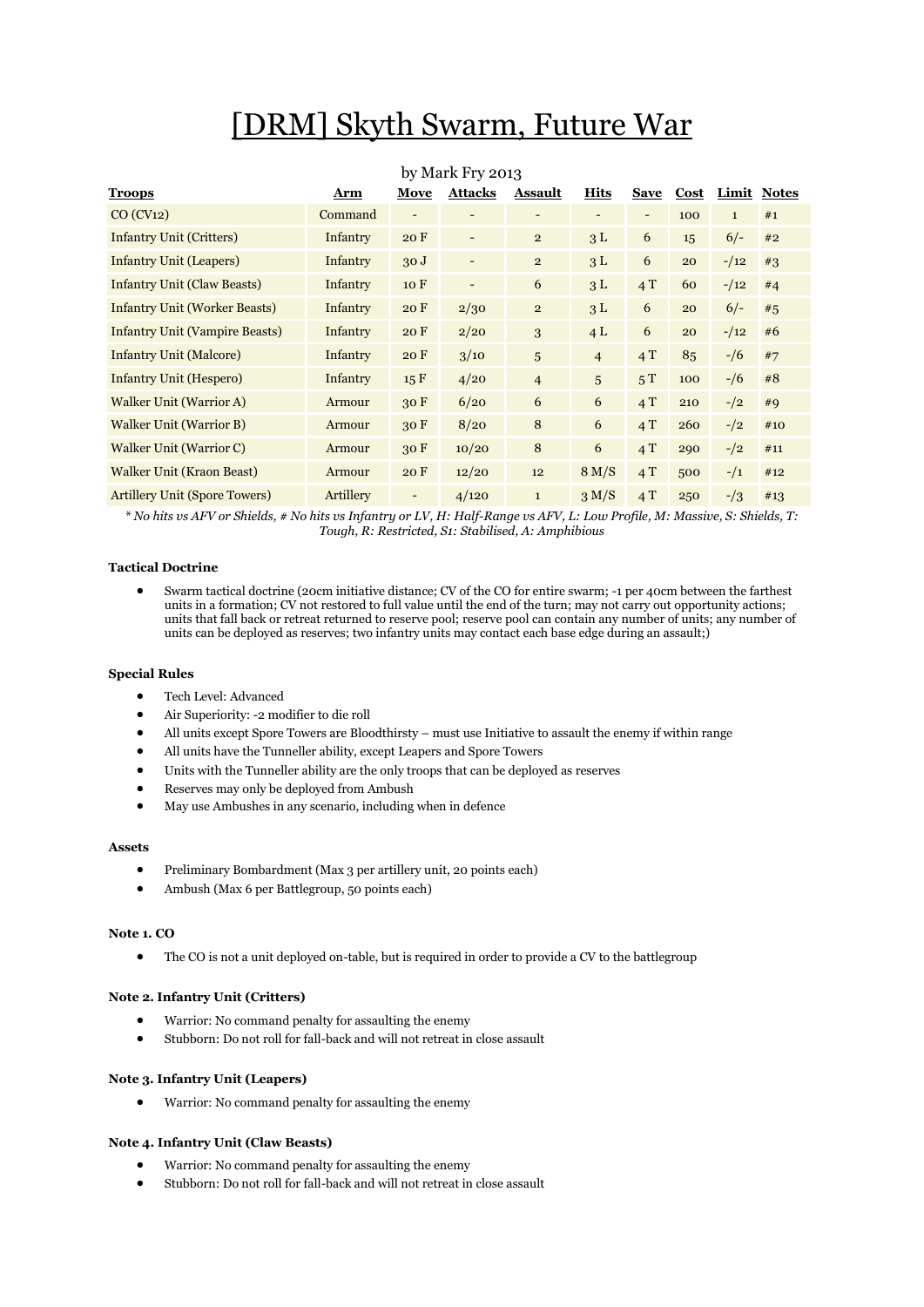# [DRM] Skyth Swarm, Future War

by Mark Fry 2013

| Troops | Arm | Move | Attacks | Assault | Hits | Save | Cost | Limit | Notes |
|---|---|---|---|---|---|---|---|---|---|
| CO (CV12) | Command | - | - | - | - | - | 100 | 1 | #1 |
| Infantry Unit (Critters) | Infantry | 20 F | - | 2 | 3 L | 6 | 15 | 6/- | #2 |
| Infantry Unit (Leapers) | Infantry | 30 J | - | 2 | 3 L | 6 | 20 | -/12 | #3 |
| Infantry Unit (Claw Beasts) | Infantry | 10 F | - | 6 | 3 L | 4 T | 60 | -/12 | #4 |
| Infantry Unit (Worker Beasts) | Infantry | 20 F | 2/30 | 2 | 3 L | 6 | 20 | 6/- | #5 |
| Infantry Unit (Vampire Beasts) | Infantry | 20 F | 2/20 | 3 | 4 L | 6 | 20 | -/12 | #6 |
| Infantry Unit (Malcore) | Infantry | 20 F | 3/10 | 5 | 4 | 4 T | 85 | -/6 | #7 |
| Infantry Unit (Hespero) | Infantry | 15 F | 4/20 | 4 | 5 | 5 T | 100 | -/6 | #8 |
| Walker Unit (Warrior A) | Armour | 30 F | 6/20 | 6 | 6 | 4 T | 210 | -/2 | #9 |
| Walker Unit (Warrior B) | Armour | 30 F | 8/20 | 8 | 6 | 4 T | 260 | -/2 | #10 |
| Walker Unit (Warrior C) | Armour | 30 F | 10/20 | 8 | 6 | 4 T | 290 | -/2 | #11 |
| Walker Unit (Kraon Beast) | Armour | 20 F | 12/20 | 12 | 8 M/S | 4 T | 500 | -/1 | #12 |
| Artillery Unit (Spore Towers) | Artillery | - | 4/120 | 1 | 3 M/S | 4 T | 250 | -/3 | #13 |

*\* No hits vs AFV or Shields, # No hits vs Infantry or LV, H: Half-Range vs AFV, L: Low Profile, M: Massive, S: Shields, T: Tough, R: Restricted, S1: Stabilised, A: Amphibious*

**Tactical Doctrine**

- Swarm tactical doctrine (20cm initiative distance; CV of the CO for entire swarm; -1 per 40cm between the farthest units in a formation; CV not restored to full value until the end of the turn; may not carry out opportunity actions; units that fall back or retreat returned to reserve pool; reserve pool can contain any number of units; any number of units can be deployed as reserves; two infantry units may contact each base edge during an assault;)

**Special Rules**

- Tech Level: Advanced
- Air Superiority: -2 modifier to die roll
- All units except Spore Towers are Bloodthirsty – must use Initiative to assault the enemy if within range
- All units have the Tunneller ability, except Leapers and Spore Towers
- Units with the Tunneller ability are the only troops that can be deployed as reserves
- Reserves may only be deployed from Ambush
- May use Ambushes in any scenario, including when in defence

**Assets**

- Preliminary Bombardment (Max 3 per artillery unit, 20 points each)
- Ambush (Max 6 per Battlegroup, 50 points each)

**Note 1. CO**

- The CO is not a unit deployed on-table, but is required in order to provide a CV to the battlegroup

**Note 2. Infantry Unit (Critters)**

- Warrior: No command penalty for assaulting the enemy
- Stubborn: Do not roll for fall-back and will not retreat in close assault

**Note 3. Infantry Unit (Leapers)**

- Warrior: No command penalty for assaulting the enemy

**Note 4. Infantry Unit (Claw Beasts)**

- Warrior: No command penalty for assaulting the enemy
- Stubborn: Do not roll for fall-back and will not retreat in close assault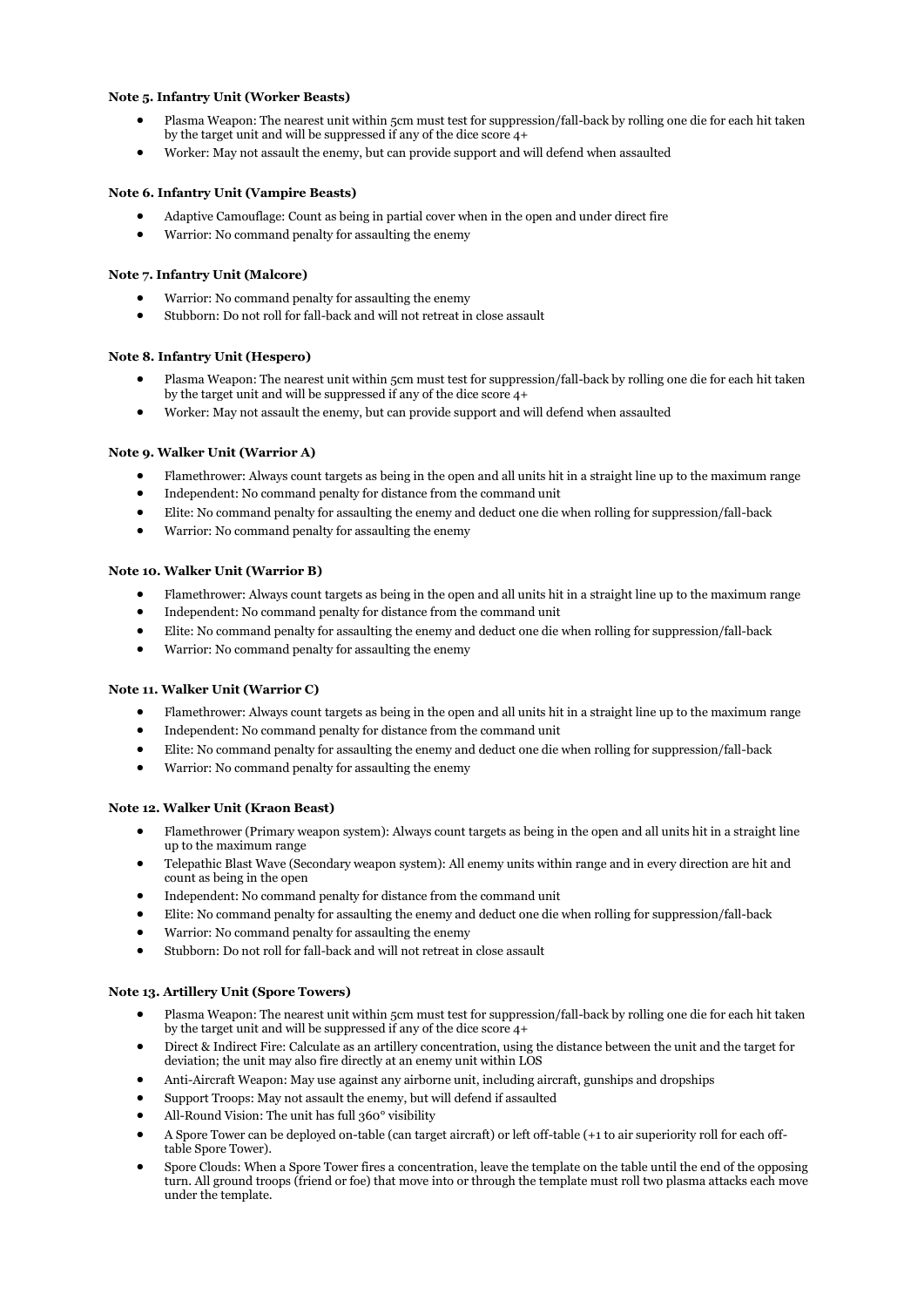**Note 5. Infantry Unit (Worker Beasts)**

- Plasma Weapon: The nearest unit within 5cm must test for suppression/fall-back by rolling one die for each hit taken by the target unit and will be suppressed if any of the dice score 4+
- Worker: May not assault the enemy, but can provide support and will defend when assaulted

**Note 6. Infantry Unit (Vampire Beasts)**

- Adaptive Camouflage: Count as being in partial cover when in the open and under direct fire
- Warrior: No command penalty for assaulting the enemy

**Note 7. Infantry Unit (Malcore)**

- Warrior: No command penalty for assaulting the enemy
- Stubborn: Do not roll for fall-back and will not retreat in close assault

**Note 8. Infantry Unit (Hespero)**

- Plasma Weapon: The nearest unit within 5cm must test for suppression/fall-back by rolling one die for each hit taken by the target unit and will be suppressed if any of the dice score 4+
- Worker: May not assault the enemy, but can provide support and will defend when assaulted

**Note 9. Walker Unit (Warrior A)**

- Flamethrower: Always count targets as being in the open and all units hit in a straight line up to the maximum range
- Independent: No command penalty for distance from the command unit
- Elite: No command penalty for assaulting the enemy and deduct one die when rolling for suppression/fall-back
- Warrior: No command penalty for assaulting the enemy

**Note 10. Walker Unit (Warrior B)**

- Flamethrower: Always count targets as being in the open and all units hit in a straight line up to the maximum range
- Independent: No command penalty for distance from the command unit
- Elite: No command penalty for assaulting the enemy and deduct one die when rolling for suppression/fall-back
- Warrior: No command penalty for assaulting the enemy

**Note 11. Walker Unit (Warrior C)**

- Flamethrower: Always count targets as being in the open and all units hit in a straight line up to the maximum range
- Independent: No command penalty for distance from the command unit
- Elite: No command penalty for assaulting the enemy and deduct one die when rolling for suppression/fall-back
- Warrior: No command penalty for assaulting the enemy

**Note 12. Walker Unit (Kraon Beast)**

- Flamethrower (Primary weapon system): Always count targets as being in the open and all units hit in a straight line up to the maximum range
- Telepathic Blast Wave (Secondary weapon system): All enemy units within range and in every direction are hit and count as being in the open
- Independent: No command penalty for distance from the command unit
- Elite: No command penalty for assaulting the enemy and deduct one die when rolling for suppression/fall-back
- Warrior: No command penalty for assaulting the enemy
- Stubborn: Do not roll for fall-back and will not retreat in close assault

**Note 13. Artillery Unit (Spore Towers)**

- Plasma Weapon: The nearest unit within 5cm must test for suppression/fall-back by rolling one die for each hit taken by the target unit and will be suppressed if any of the dice score 4+
- Direct & Indirect Fire: Calculate as an artillery concentration, using the distance between the unit and the target for deviation; the unit may also fire directly at an enemy unit within LOS
- Anti-Aircraft Weapon: May use against any airborne unit, including aircraft, gunships and dropships
- Support Troops: May not assault the enemy, but will defend if assaulted
- All-Round Vision: The unit has full 360° visibility
- A Spore Tower can be deployed on-table (can target aircraft) or left off-table (+1 to air superiority roll for each off-table Spore Tower).
- Spore Clouds: When a Spore Tower fires a concentration, leave the template on the table until the end of the opposing turn. All ground troops (friend or foe) that move into or through the template must roll two plasma attacks each move under the template.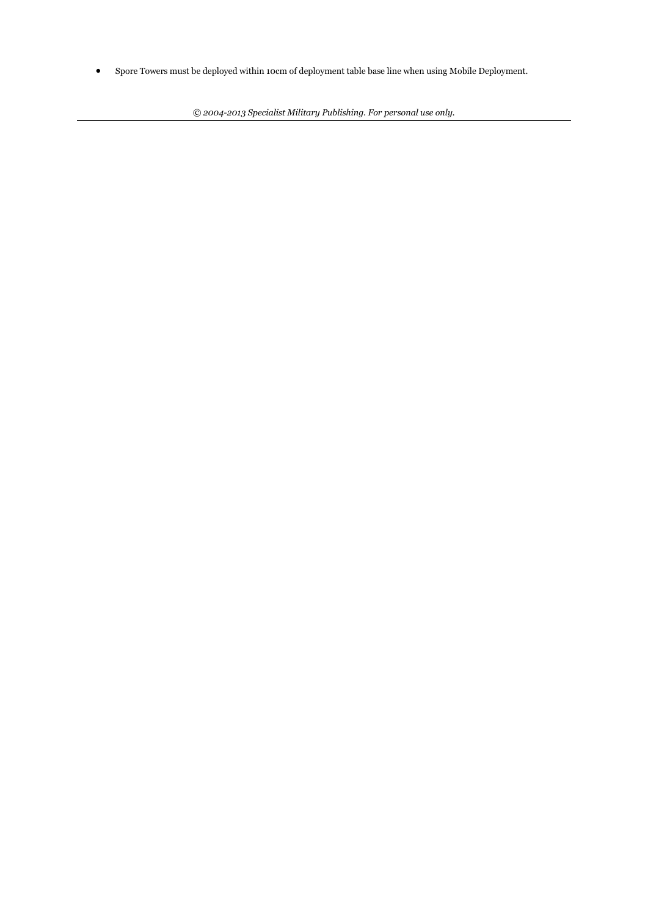- Spore Towers must be deployed within 10cm of deployment table base line when using Mobile Deployment.

*© 2004-2013 Specialist Military Publishing. For personal use only.*